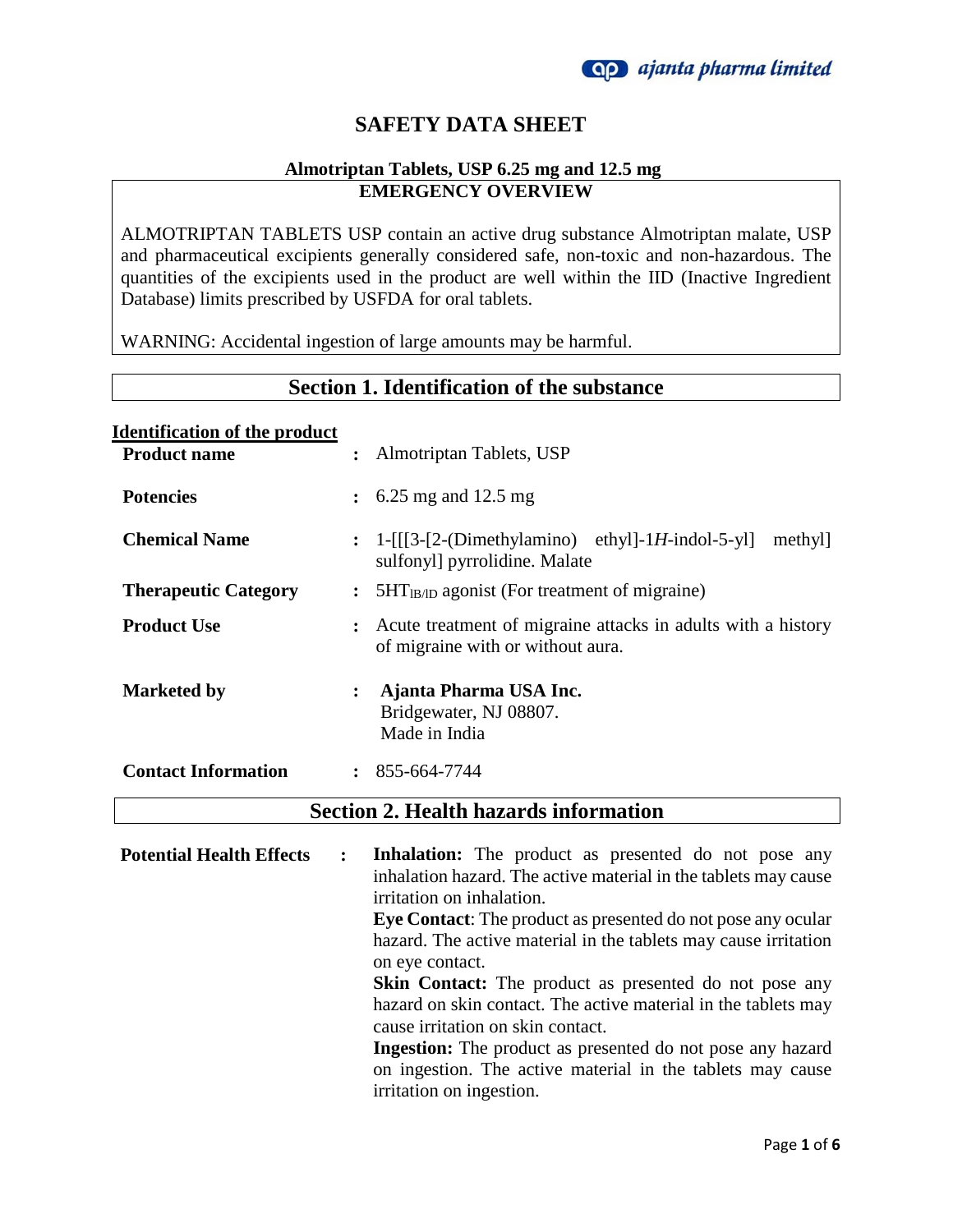# SAFETY DATA SHEET

**Almotriptan Tablets, USP 6.25 mg and 12.5 mg**

**EMERGENCY OVERVIEW**

ALMOTRIPTAN TABLETS USP contain an active drug substance Almotriptan malate, USP and pharmaceutical excipients generally considered safe, non-toxic and non-hazardous. The quantities of the excipients used in the product are well within the IID (Inactive Ingredient Database) limits prescribed by USFDA for oral tablets.

WARNING: Accidental ingestion of large amounts may be harmful.

## Section 1. Identification of the substance

**Identification of the product**

| | | |
|---|---|---|
| **Product name** | : | Almotriptan Tablets, USP |
| **Potencies** | : | 6.25 mg and 12.5 mg |
| **Chemical Name** | : | 1-[[[3-[2-(Dimethylamino) ethyl]-1*H*-indol-5-yl] methyl] sulfonyl] pyrrolidine. Malate |
| **Therapeutic Category** | : | $5HT_{IB/ID}$ agonist (For treatment of migraine) |
| **Product Use** | : | Acute treatment of migraine attacks in adults with a history of migraine with or without aura. |
| **Marketed by** | : | **Ajanta Pharma USA Inc.** Bridgewater, NJ 08807. Made in India |
| **Contact Information** | : | 855-664-7744 |

## Section 2. Health hazards information

**Potential Health Effects** :

**Inhalation:** The product as presented do not pose any inhalation hazard. The active material in the tablets may cause irritation on inhalation.

**Eye Contact**: The product as presented do not pose any ocular hazard. The active material in the tablets may cause irritation on eye contact.

**Skin Contact:** The product as presented do not pose any hazard on skin contact. The active material in the tablets may cause irritation on skin contact.

**Ingestion:** The product as presented do not pose any hazard on ingestion. The active material in the tablets may cause irritation on ingestion.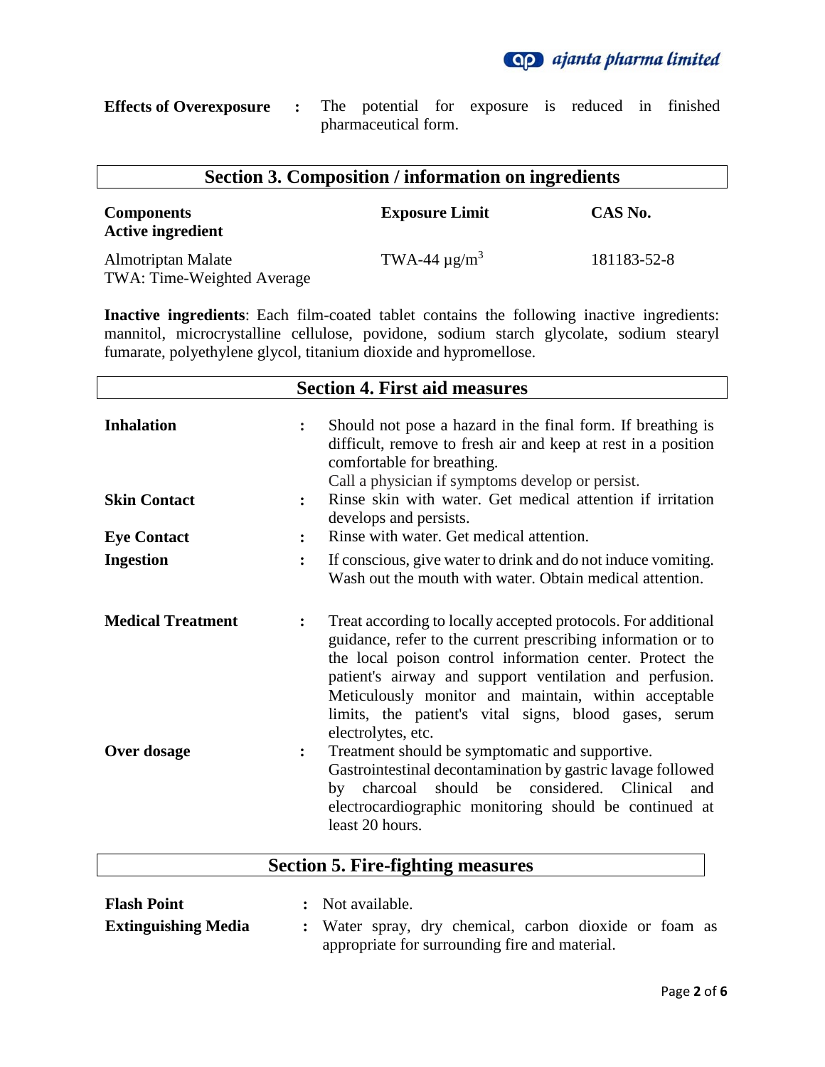**Effects of Overexposure** : The potential for exposure is reduced in finished pharmaceutical form.

## Section 3. Composition / information on ingredients

| Components<br>Active ingredient | Exposure Limit | CAS No. |
|---|---|---|
| Almotriptan Malate<br>TWA: Time-Weighted Average | TWA-44 $\mu g/m^3$ | 181183-52-8 |

**Inactive ingredients**: Each film-coated tablet contains the following inactive ingredients: mannitol, microcrystalline cellulose, povidone, sodium starch glycolate, sodium stearyl fumarate, polyethylene glycol, titanium dioxide and hypromellose.

## Section 4. First aid measures

**Inhalation** : Should not pose a hazard in the final form. If breathing is difficult, remove to fresh air and keep at rest in a position comfortable for breathing.
Call a physician if symptoms develop or persist.

**Skin Contact** : Rinse skin with water. Get medical attention if irritation develops and persists.

**Eye Contact** : Rinse with water. Get medical attention.

**Ingestion** : If conscious, give water to drink and do not induce vomiting. Wash out the mouth with water. Obtain medical attention.

**Medical Treatment** : Treat according to locally accepted protocols. For additional guidance, refer to the current prescribing information or to the local poison control information center. Protect the patient's airway and support ventilation and perfusion. Meticulously monitor and maintain, within acceptable limits, the patient's vital signs, blood gases, serum electrolytes, etc.

**Over dosage** : Treatment should be symptomatic and supportive.
Gastrointestinal decontamination by gastric lavage followed by charcoal should be considered. Clinical and electrocardiographic monitoring should be continued at least 20 hours.

## Section 5. Fire-fighting measures

**Flash Point** : Not available.

**Extinguishing Media** : Water spray, dry chemical, carbon dioxide or foam as appropriate for surrounding fire and material.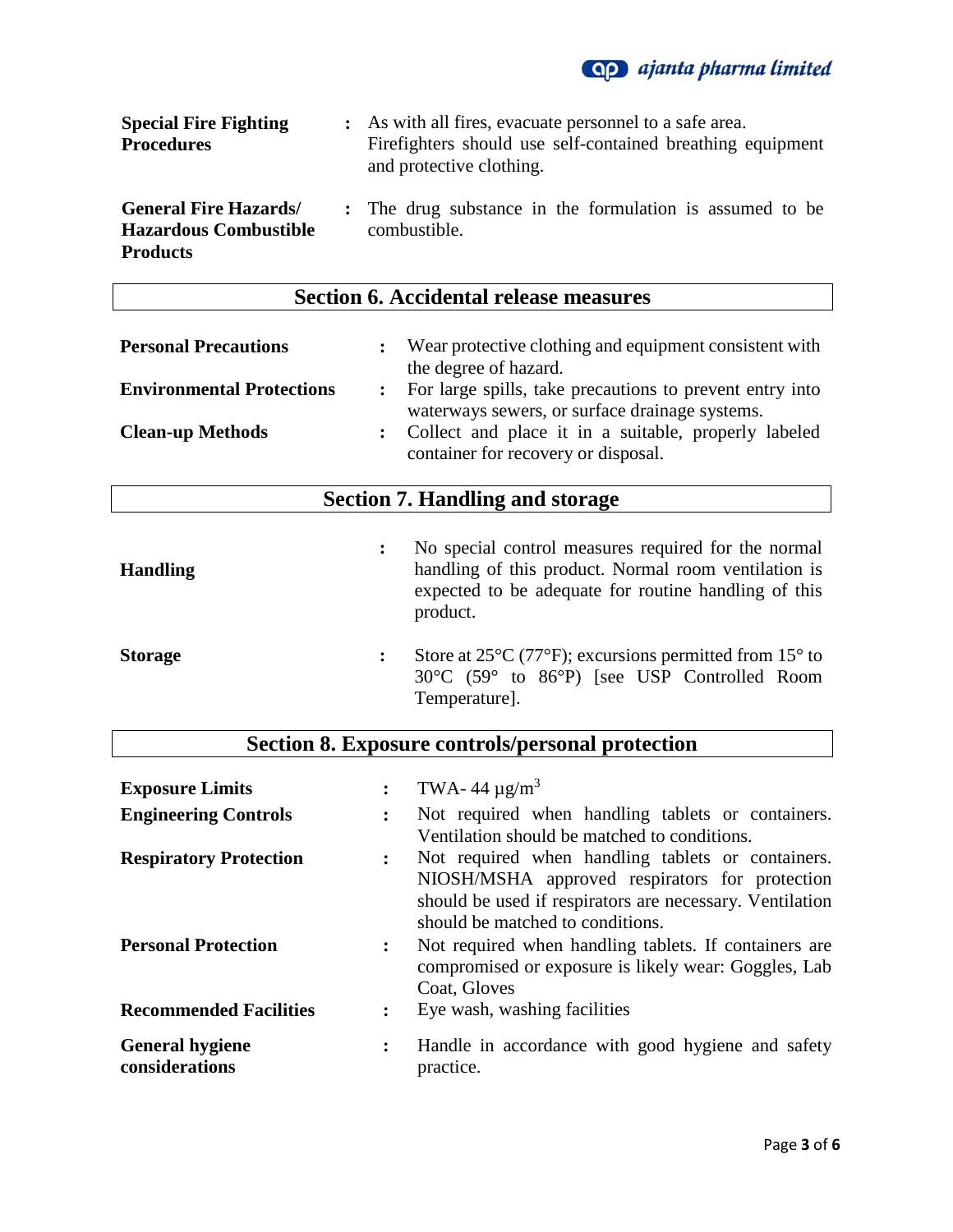**Special Fire Fighting Procedures** : As with all fires, evacuate personnel to a safe area. Firefighters should use self-contained breathing equipment and protective clothing.

**General Fire Hazards/ Hazardous Combustible Products** : The drug substance in the formulation is assumed to be combustible.

## Section 6. Accidental release measures

**Personal Precautions** : Wear protective clothing and equipment consistent with the degree of hazard.

**Environmental Protections** : For large spills, take precautions to prevent entry into waterways sewers, or surface drainage systems.

**Clean-up Methods** : Collect and place it in a suitable, properly labeled container for recovery or disposal.

## Section 7. Handling and storage

**Handling** : No special control measures required for the normal handling of this product. Normal room ventilation is expected to be adequate for routine handling of this product.

**Storage** : Store at 25°C (77°F); excursions permitted from 15° to 30°C (59° to 86°P) [see USP Controlled Room Temperature].

## Section 8. Exposure controls/personal protection

**Exposure Limits** : TWA- 44 µg/m$^3$

**Engineering Controls** : Not required when handling tablets or containers. Ventilation should be matched to conditions.

**Respiratory Protection** : Not required when handling tablets or containers. NIOSH/MSHA approved respirators for protection should be used if respirators are necessary. Ventilation should be matched to conditions.

**Personal Protection** : Not required when handling tablets. If containers are compromised or exposure is likely wear: Goggles, Lab Coat, Gloves

**Recommended Facilities** : Eye wash, washing facilities

**General hygiene considerations** : Handle in accordance with good hygiene and safety practice.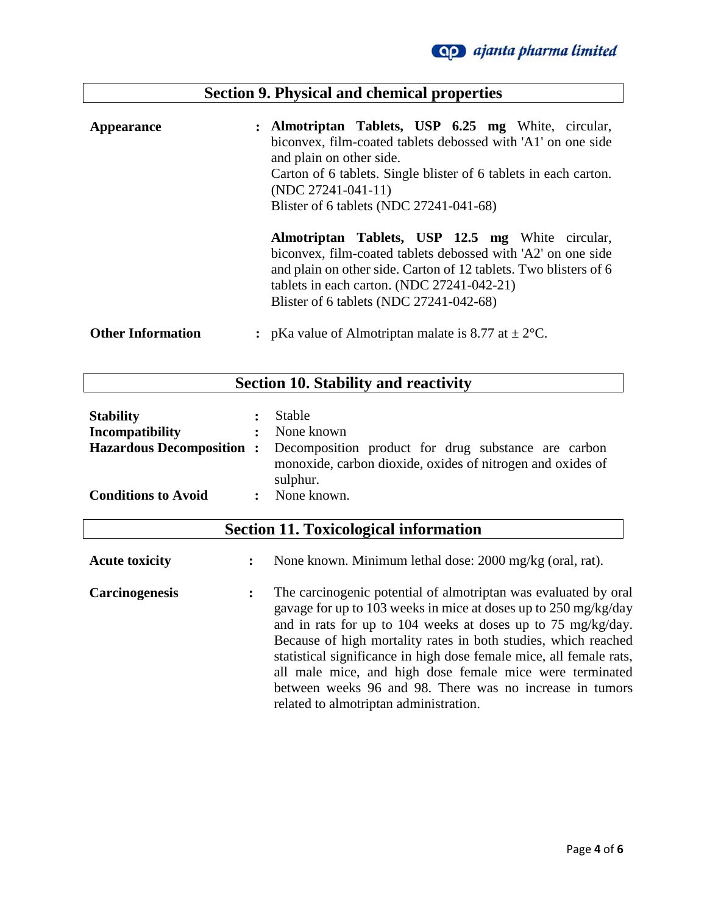## Section 9. Physical and chemical properties

| | |
|---|---|
| **Appearance** | **Almotriptan Tablets, USP 6.25 mg** White, circular, biconvex, film-coated tablets debossed with 'A1' on one side and plain on other side.<br>Carton of 6 tablets. Single blister of 6 tablets in each carton. (NDC 27241-041-11)<br>Blister of 6 tablets (NDC 27241-041-68)<br><br>**Almotriptan Tablets, USP 12.5 mg** White circular, biconvex, film-coated tablets debossed with 'A2' on one side and plain on other side. Carton of 12 tablets. Two blisters of 6 tablets in each carton. (NDC 27241-042-21)<br>Blister of 6 tablets (NDC 27241-042-68) |
| **Other Information** | pKa value of Almotriptan malate is 8.77 at ± 2°C. |

## Section 10. Stability and reactivity

| | |
|---|---|
| **Stability** | Stable |
| **Incompatibility** | None known |
| **Hazardous Decomposition** | Decomposition product for drug substance are carbon monoxide, carbon dioxide, oxides of nitrogen and oxides of sulphur. |
| **Conditions to Avoid** | None known. |

## Section 11. Toxicological information

| | |
|---|---|
| **Acute toxicity** | None known. Minimum lethal dose: 2000 mg/kg (oral, rat). |
| **Carcinogenesis** | The carcinogenic potential of almotriptan was evaluated by oral gavage for up to 103 weeks in mice at doses up to 250 mg/kg/day and in rats for up to 104 weeks at doses up to 75 mg/kg/day. Because of high mortality rates in both studies, which reached statistical significance in high dose female mice, all female rats, all male mice, and high dose female mice were terminated between weeks 96 and 98. There was no increase in tumors related to almotriptan administration. |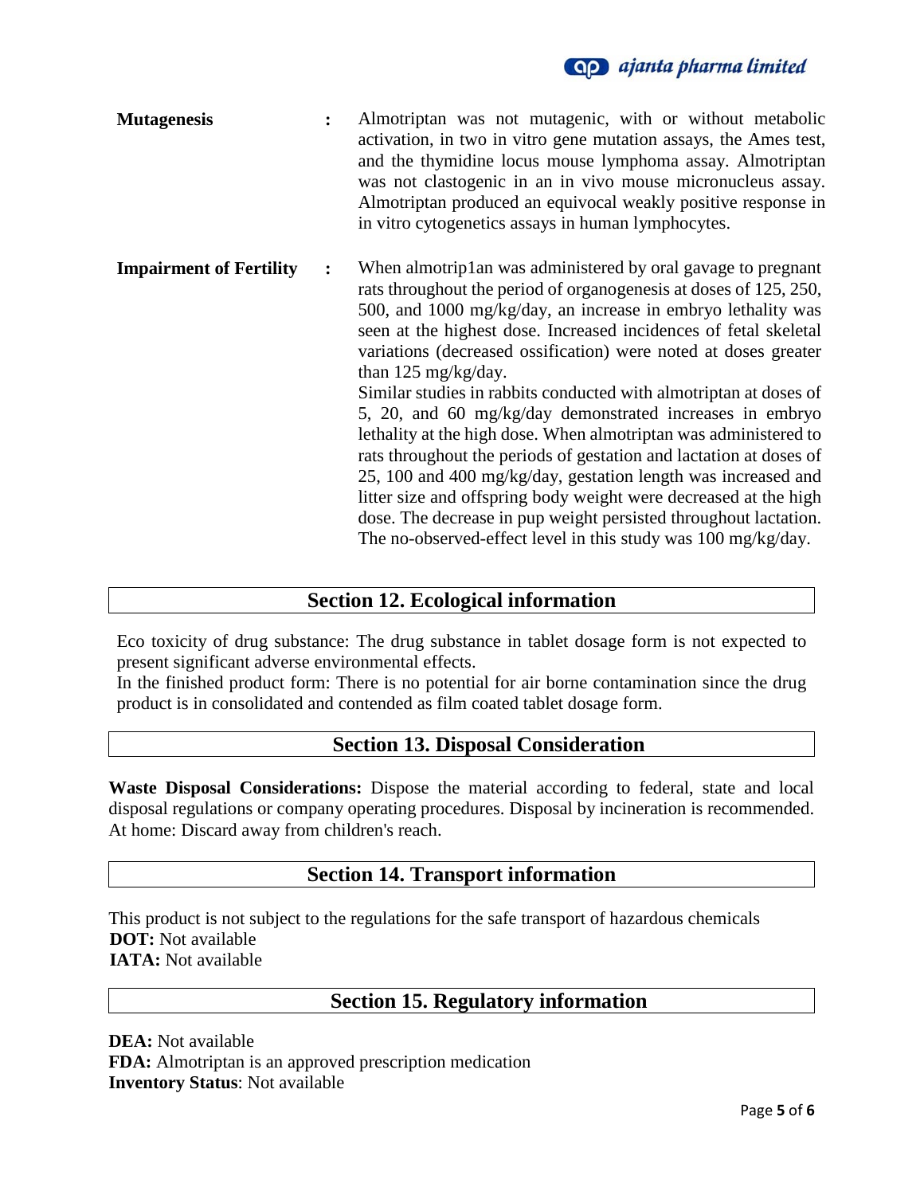**Mutagenesis** : Almotriptan was not mutagenic, with or without metabolic activation, in two in vitro gene mutation assays, the Ames test, and the thymidine locus mouse lymphoma assay. Almotriptan was not clastogenic in an in vivo mouse micronucleus assay. Almotriptan produced an equivocal weakly positive response in in vitro cytogenetics assays in human lymphocytes.

**Impairment of Fertility** : When almotrip1an was administered by oral gavage to pregnant rats throughout the period of organogenesis at doses of 125, 250, 500, and 1000 mg/kg/day, an increase in embryo lethality was seen at the highest dose. Increased incidences of fetal skeletal variations (decreased ossification) were noted at doses greater than 125 mg/kg/day.
Similar studies in rabbits conducted with almotriptan at doses of 5, 20, and 60 mg/kg/day demonstrated increases in embryo lethality at the high dose. When almotriptan was administered to rats throughout the periods of gestation and lactation at doses of 25, 100 and 400 mg/kg/day, gestation length was increased and litter size and offspring body weight were decreased at the high dose. The decrease in pup weight persisted throughout lactation. The no-observed-effect level in this study was 100 mg/kg/day.

## Section 12. Ecological information

Eco toxicity of drug substance: The drug substance in tablet dosage form is not expected to present significant adverse environmental effects.
In the finished product form: There is no potential for air borne contamination since the drug product is in consolidated and contended as film coated tablet dosage form.

## Section 13. Disposal Consideration

**Waste Disposal Considerations:** Dispose the material according to federal, state and local disposal regulations or company operating procedures. Disposal by incineration is recommended. At home: Discard away from children's reach.

## Section 14. Transport information

This product is not subject to the regulations for the safe transport of hazardous chemicals
**DOT:** Not available
**IATA:** Not available

## Section 15. Regulatory information

**DEA:** Not available
**FDA:** Almotriptan is an approved prescription medication
**Inventory Status**: Not available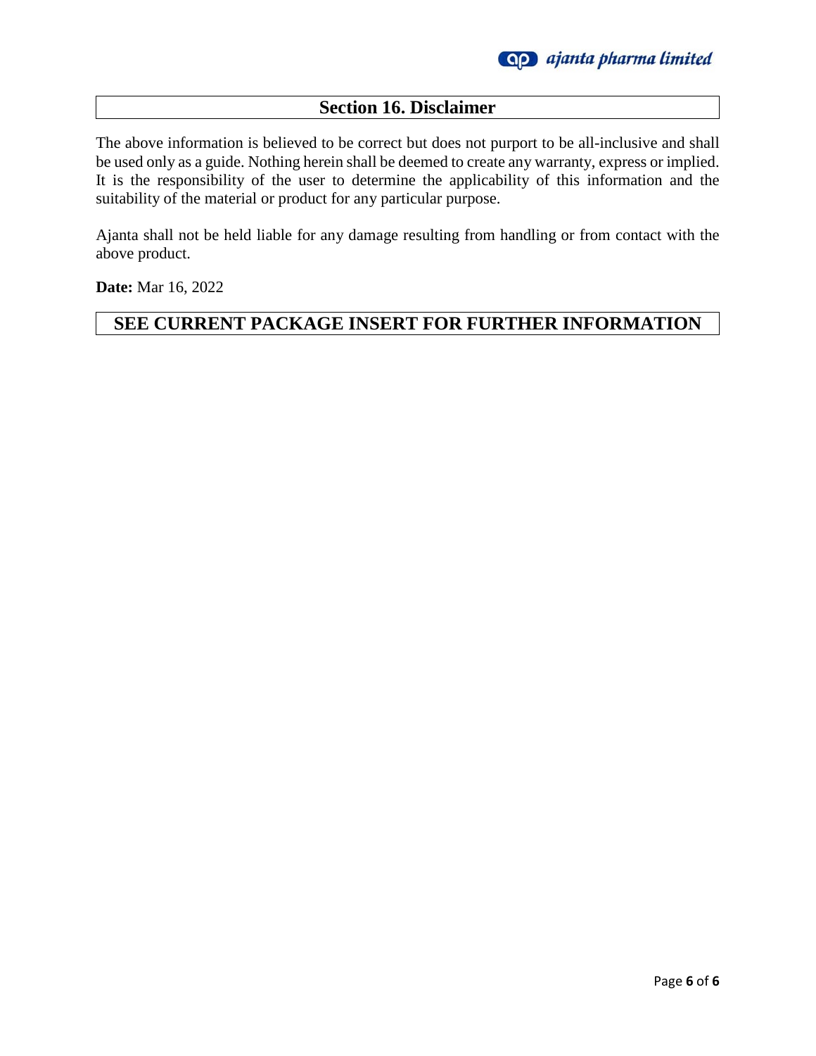## Section 16. Disclaimer

The above information is believed to be correct but does not purport to be all-inclusive and shall be used only as a guide. Nothing herein shall be deemed to create any warranty, express or implied. It is the responsibility of the user to determine the applicability of this information and the suitability of the material or product for any particular purpose.

Ajanta shall not be held liable for any damage resulting from handling or from contact with the above product.

**Date:** Mar 16, 2022

## SEE CURRENT PACKAGE INSERT FOR FURTHER INFORMATION